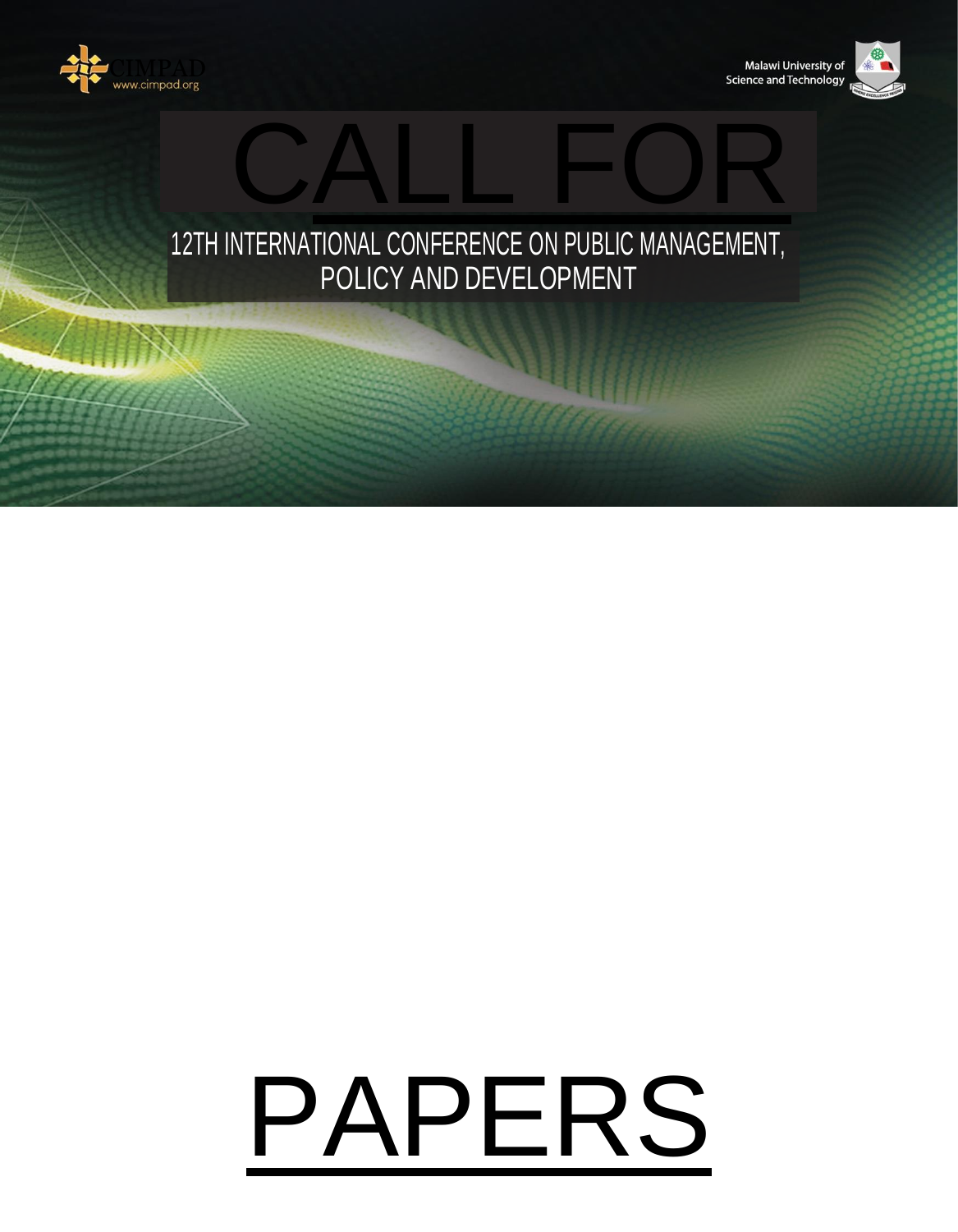CIMPAD
www.cimpad.org

Malawi University of Science and Technology

# CALL FOR

## 12TH INTERNATIONAL CONFERENCE ON PUBLIC MANAGEMENT, POLICY AND DEVELOPMENT

# PAPERS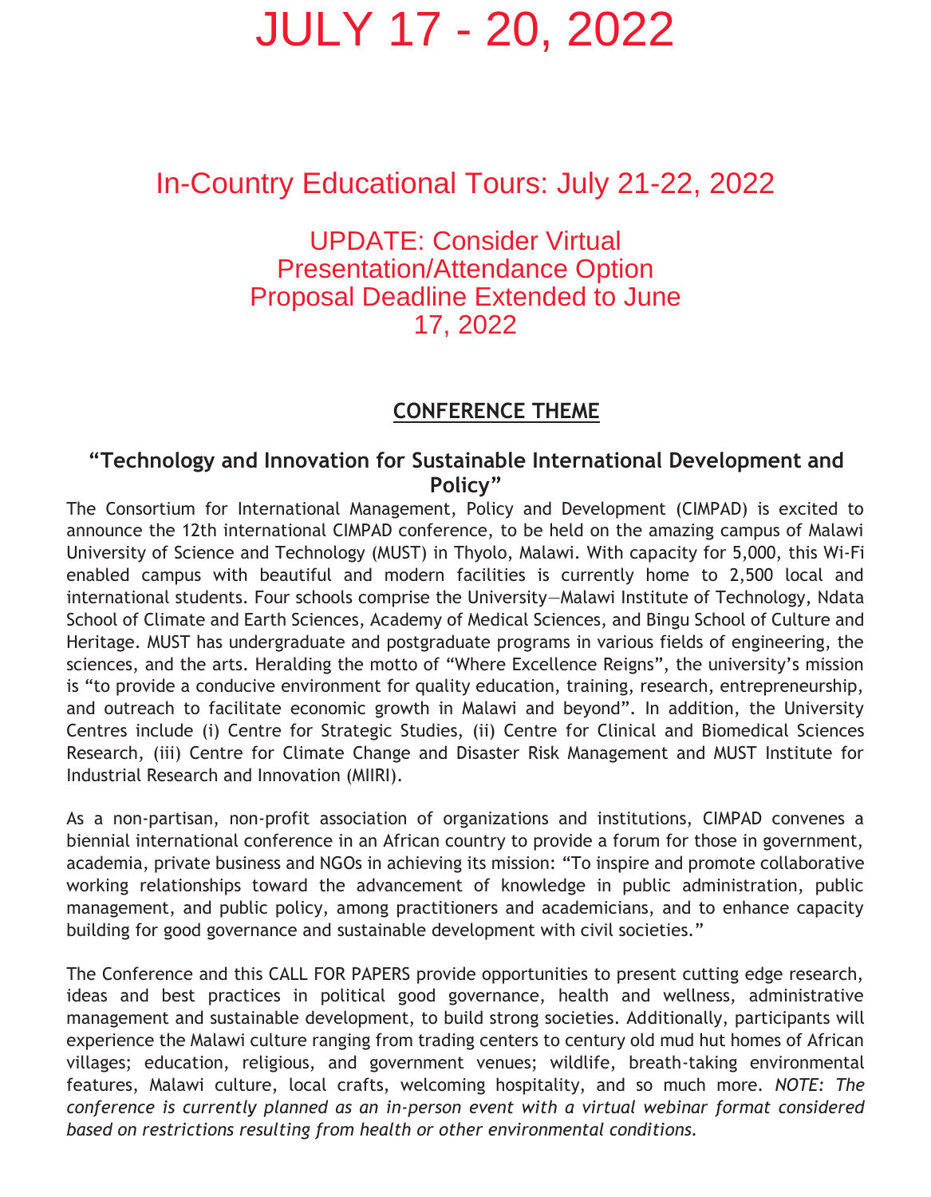# JULY 17 - 20, 2022

## In-Country Educational Tours: July 21-22, 2022

## UPDATE: Consider Virtual Presentation/Attendance Option Proposal Deadline Extended to June 17, 2022

## CONFERENCE THEME

### "Technology and Innovation for Sustainable International Development and Policy"

The Consortium for International Management, Policy and Development (CIMPAD) is excited to announce the 12th international CIMPAD conference, to be held on the amazing campus of Malawi University of Science and Technology (MUST) in Thyolo, Malawi. With capacity for 5,000, this Wi-Fi enabled campus with beautiful and modern facilities is currently home to 2,500 local and international students. Four schools comprise the University—Malawi Institute of Technology, Ndata School of Climate and Earth Sciences, Academy of Medical Sciences, and Bingu School of Culture and Heritage. MUST has undergraduate and postgraduate programs in various fields of engineering, the sciences, and the arts. Heralding the motto of "Where Excellence Reigns", the university's mission is "to provide a conducive environment for quality education, training, research, entrepreneurship, and outreach to facilitate economic growth in Malawi and beyond". In addition, the University Centres include (i) Centre for Strategic Studies, (ii) Centre for Clinical and Biomedical Sciences Research, (iii) Centre for Climate Change and Disaster Risk Management and MUST Institute for Industrial Research and Innovation (MIIRI).

As a non-partisan, non-profit association of organizations and institutions, CIMPAD convenes a biennial international conference in an African country to provide a forum for those in government, academia, private business and NGOs in achieving its mission: "To inspire and promote collaborative working relationships toward the advancement of knowledge in public administration, public management, and public policy, among practitioners and academicians, and to enhance capacity building for good governance and sustainable development with civil societies."

The Conference and this CALL FOR PAPERS provide opportunities to present cutting edge research, ideas and best practices in political good governance, health and wellness, administrative management and sustainable development, to build strong societies. Additionally, participants will experience the Malawi culture ranging from trading centers to century old mud hut homes of African villages; education, religious, and government venues; wildlife, breath-taking environmental features, Malawi culture, local crafts, welcoming hospitality, and so much more. *NOTE: The conference is currently planned as an in-person event with a virtual webinar format considered based on restrictions resulting from health or other environmental conditions.*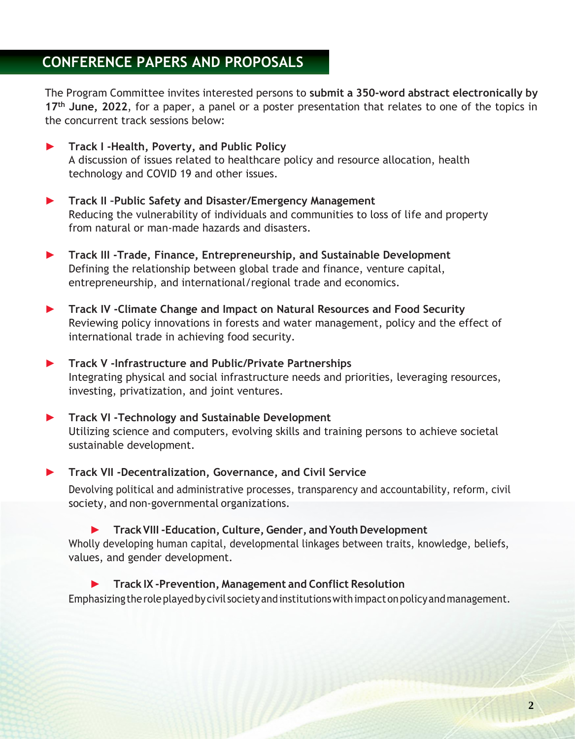## CONFERENCE PAPERS AND PROPOSALS

The Program Committee invites interested persons to **submit a 350-word abstract electronically by 17th June, 2022**, for a paper, a panel or a poster presentation that relates to one of the topics in the concurrent track sessions below:

- **Track I -Health, Poverty, and Public Policy**
  A discussion of issues related to healthcare policy and resource allocation, health technology and COVID 19 and other issues.

- **Track II –Public Safety and Disaster/Emergency Management**
  Reducing the vulnerability of individuals and communities to loss of life and property from natural or man-made hazards and disasters.

- **Track III -Trade, Finance, Entrepreneurship, and Sustainable Development**
  Defining the relationship between global trade and finance, venture capital, entrepreneurship, and international/regional trade and economics.

- **Track IV -Climate Change and Impact on Natural Resources and Food Security**
  Reviewing policy innovations in forests and water management, policy and the effect of international trade in achieving food security.

- **Track V -Infrastructure and Public/Private Partnerships**
  Integrating physical and social infrastructure needs and priorities, leveraging resources, investing, privatization, and joint ventures.

- **Track VI -Technology and Sustainable Development**
  Utilizing science and computers, evolving skills and training persons to achieve societal sustainable development.

- **Track VII -Decentralization, Governance, and Civil Service**
  Devolving political and administrative processes, transparency and accountability, reform, civil society, and non-governmental organizations.

- **Track VIII -Education, Culture, Gender, and Youth Development**
  Wholly developing human capital, developmental linkages between traits, knowledge, beliefs, values, and gender development.

- **Track IX -Prevention, Management and Conflict Resolution**
  Emphasizing the role played by civil society and institutions with impact on policy and management.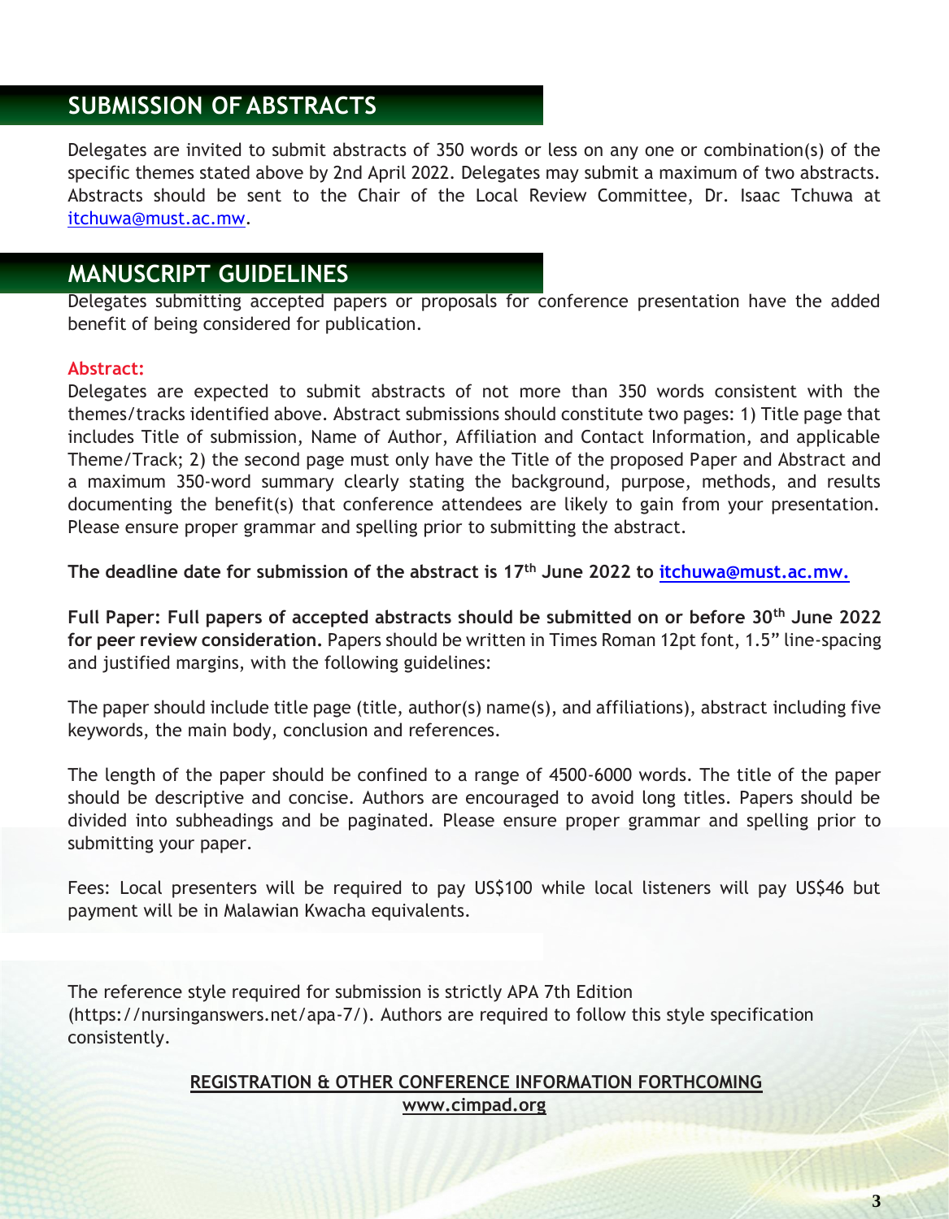## SUBMISSION OF ABSTRACTS

Delegates are invited to submit abstracts of 350 words or less on any one or combination(s) of the specific themes stated above by 2nd April 2022. Delegates may submit a maximum of two abstracts. Abstracts should be sent to the Chair of the Local Review Committee, Dr. Isaac Tchuwa at itchuwa@must.ac.mw.

## MANUSCRIPT GUIDELINES

Delegates submitting accepted papers or proposals for conference presentation have the added benefit of being considered for publication.

**Abstract:**

Delegates are expected to submit abstracts of not more than 350 words consistent with the themes/tracks identified above. Abstract submissions should constitute two pages: 1) Title page that includes Title of submission, Name of Author, Affiliation and Contact Information, and applicable Theme/Track; 2) the second page must only have the Title of the proposed Paper and Abstract and a maximum 350-word summary clearly stating the background, purpose, methods, and results documenting the benefit(s) that conference attendees are likely to gain from your presentation. Please ensure proper grammar and spelling prior to submitting the abstract.

**The deadline date for submission of the abstract is 17th June 2022 to itchuwa@must.ac.mw.**

**Full Paper: Full papers of accepted abstracts should be submitted on or before 30th June 2022 for peer review consideration.** Papers should be written in Times Roman 12pt font, 1.5" line-spacing and justified margins, with the following guidelines:

The paper should include title page (title, author(s) name(s), and affiliations), abstract including five keywords, the main body, conclusion and references.

The length of the paper should be confined to a range of 4500-6000 words. The title of the paper should be descriptive and concise. Authors are encouraged to avoid long titles. Papers should be divided into subheadings and be paginated. Please ensure proper grammar and spelling prior to submitting your paper.

Fees: Local presenters will be required to pay US$100 while local listeners will pay US$46 but payment will be in Malawian Kwacha equivalents.

The reference style required for submission is strictly APA 7th Edition (https://nursinganswers.net/apa-7/). Authors are required to follow this style specification consistently.

**REGISTRATION & OTHER CONFERENCE INFORMATION FORTHCOMING**
**www.cimpad.org**